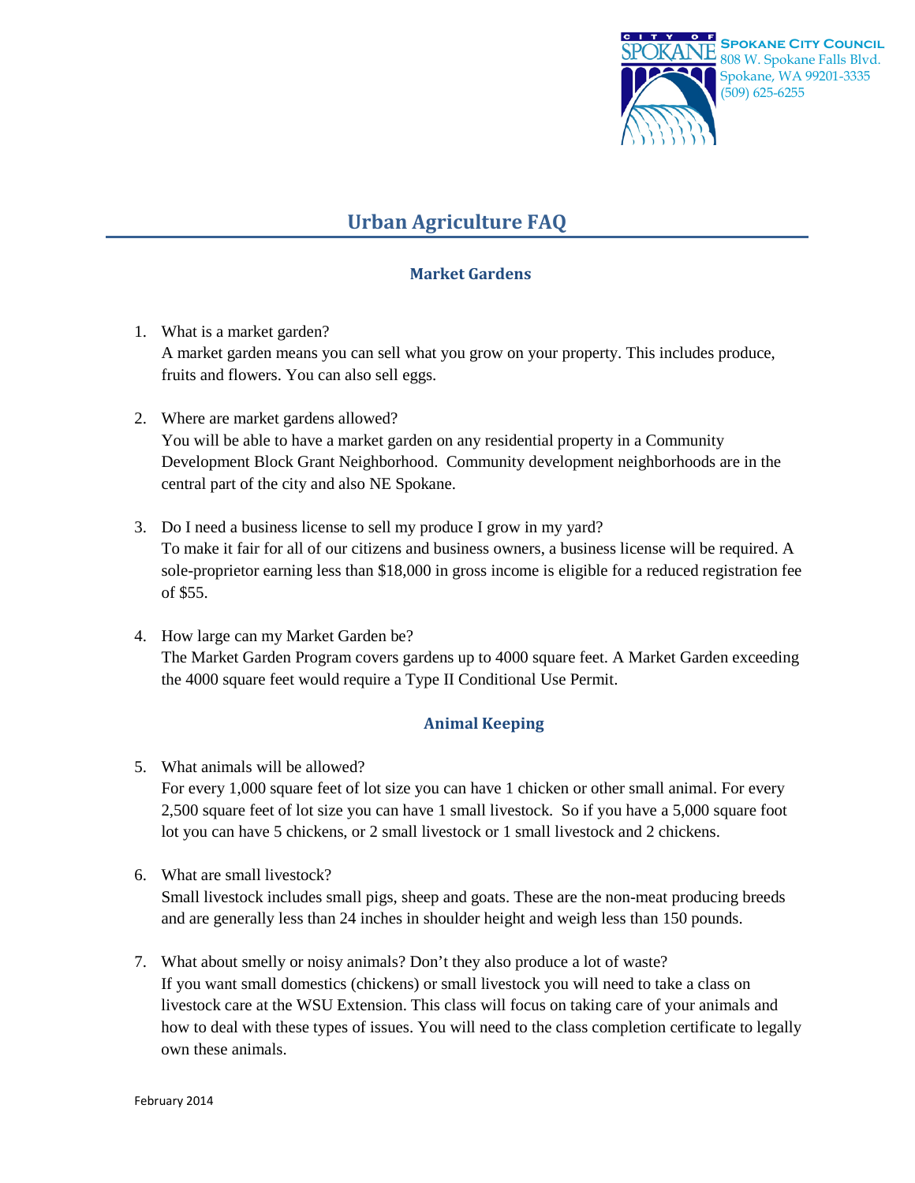**Spokane City Council**
808 W. Spokane Falls Blvd.
Spokane, WA 99201-3335
(509) 625-6255

# Urban Agriculture FAQ

## Market Gardens

1. What is a market garden?
   A market garden means you can sell what you grow on your property. This includes produce, fruits and flowers. You can also sell eggs.

2. Where are market gardens allowed?
   You will be able to have a market garden on any residential property in a Community Development Block Grant Neighborhood. Community development neighborhoods are in the central part of the city and also NE Spokane.

3. Do I need a business license to sell my produce I grow in my yard?
   To make it fair for all of our citizens and business owners, a business license will be required. A sole-proprietor earning less than $18,000 in gross income is eligible for a reduced registration fee of $55.

4. How large can my Market Garden be?
   The Market Garden Program covers gardens up to 4000 square feet. A Market Garden exceeding the 4000 square feet would require a Type II Conditional Use Permit.

## Animal Keeping

5. What animals will be allowed?
   For every 1,000 square feet of lot size you can have 1 chicken or other small animal. For every 2,500 square feet of lot size you can have 1 small livestock. So if you have a 5,000 square foot lot you can have 5 chickens, or 2 small livestock or 1 small livestock and 2 chickens.

6. What are small livestock?
   Small livestock includes small pigs, sheep and goats. These are the non-meat producing breeds and are generally less than 24 inches in shoulder height and weigh less than 150 pounds.

7. What about smelly or noisy animals? Don't they also produce a lot of waste?
   If you want small domestics (chickens) or small livestock you will need to take a class on livestock care at the WSU Extension. This class will focus on taking care of your animals and how to deal with these types of issues. You will need to the class completion certificate to legally own these animals.

February 2014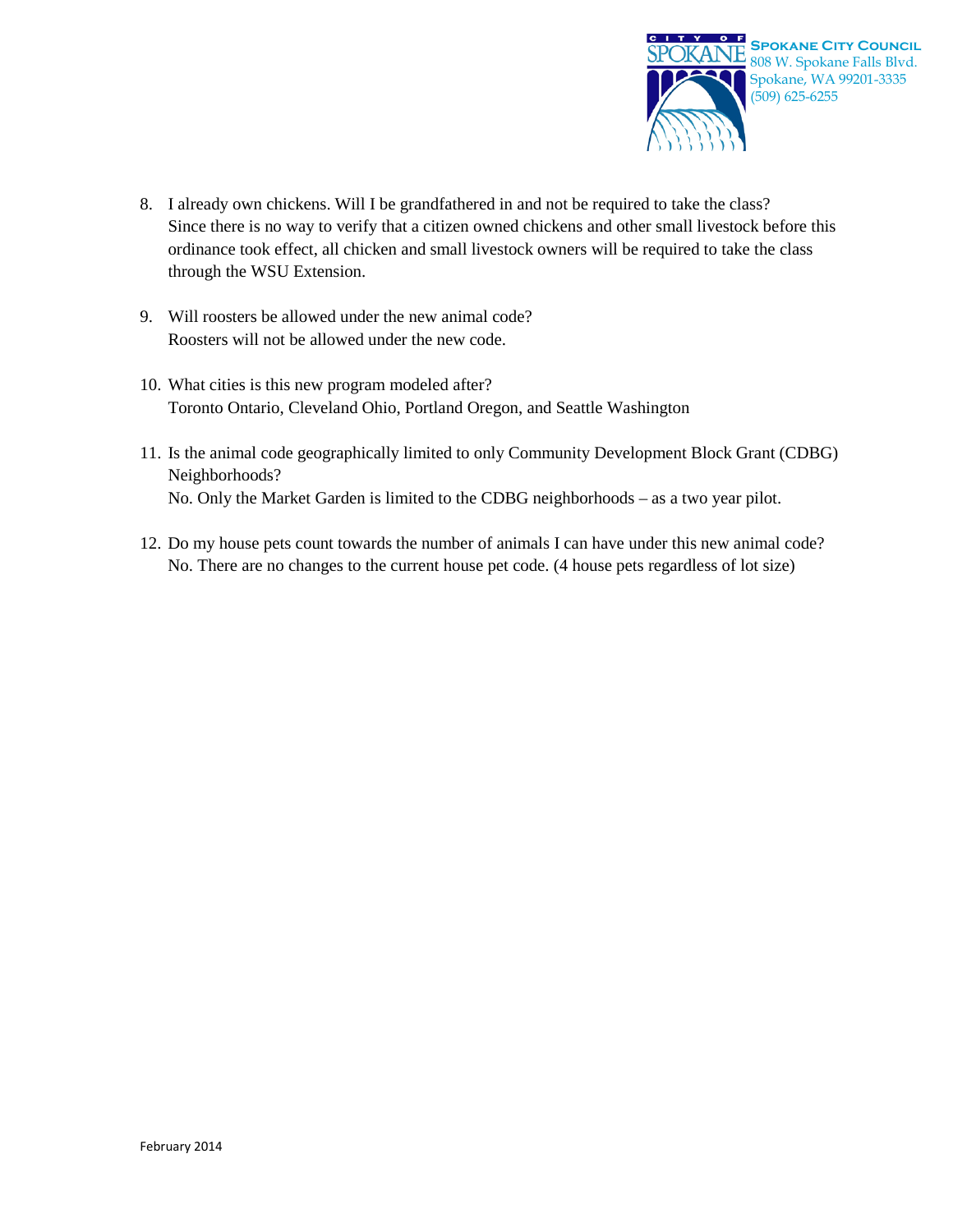Spokane City Council
808 W. Spokane Falls Blvd.
Spokane, WA 99201-3335
(509) 625-6255

8. I already own chickens. Will I be grandfathered in and not be required to take the class?
   Since there is no way to verify that a citizen owned chickens and other small livestock before this ordinance took effect, all chicken and small livestock owners will be required to take the class through the WSU Extension.

9. Will roosters be allowed under the new animal code?
   Roosters will not be allowed under the new code.

10. What cities is this new program modeled after?
    Toronto Ontario, Cleveland Ohio, Portland Oregon, and Seattle Washington

11. Is the animal code geographically limited to only Community Development Block Grant (CDBG) Neighborhoods?
    No. Only the Market Garden is limited to the CDBG neighborhoods – as a two year pilot.

12. Do my house pets count towards the number of animals I can have under this new animal code?
    No. There are no changes to the current house pet code. (4 house pets regardless of lot size)

February 2014